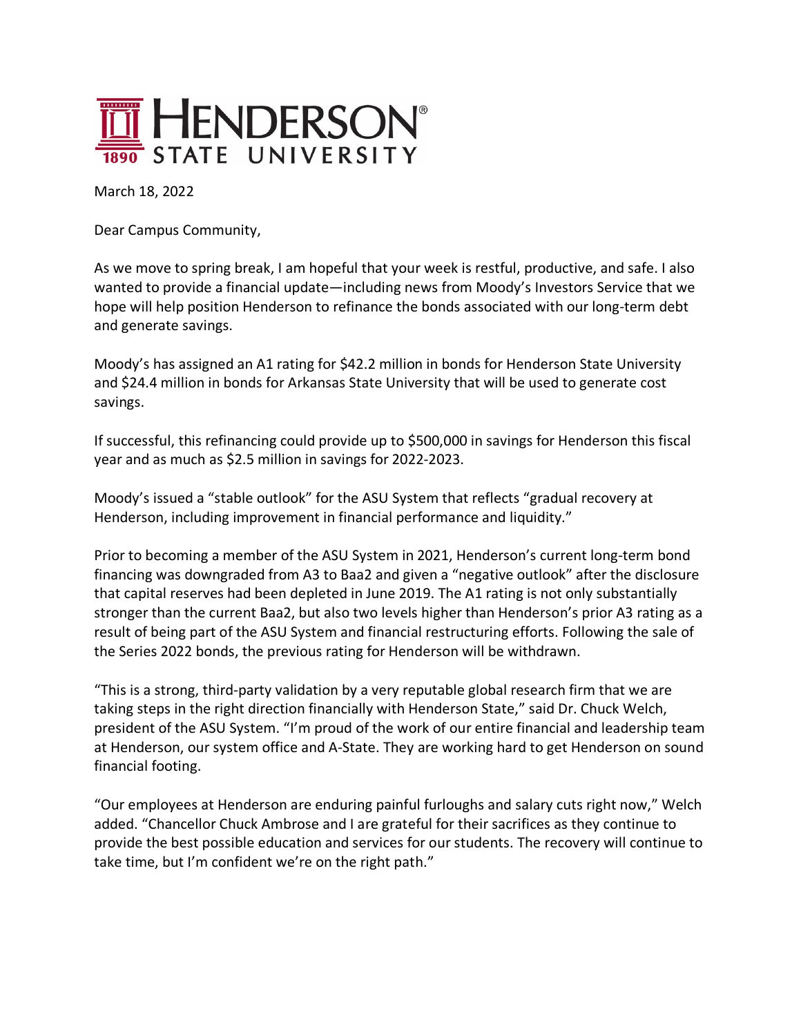# HENDERSON® STATE UNIVERSITY

1890

March 18, 2022

Dear Campus Community,

As we move to spring break, I am hopeful that your week is restful, productive, and safe. I also wanted to provide a financial update—including news from Moody's Investors Service that we hope will help position Henderson to refinance the bonds associated with our long-term debt and generate savings.

Moody's has assigned an A1 rating for $42.2 million in bonds for Henderson State University and $24.4 million in bonds for Arkansas State University that will be used to generate cost savings.

If successful, this refinancing could provide up to $500,000 in savings for Henderson this fiscal year and as much as $2.5 million in savings for 2022-2023.

Moody's issued a "stable outlook" for the ASU System that reflects "gradual recovery at Henderson, including improvement in financial performance and liquidity."

Prior to becoming a member of the ASU System in 2021, Henderson's current long-term bond financing was downgraded from A3 to Baa2 and given a "negative outlook" after the disclosure that capital reserves had been depleted in June 2019. The A1 rating is not only substantially stronger than the current Baa2, but also two levels higher than Henderson's prior A3 rating as a result of being part of the ASU System and financial restructuring efforts. Following the sale of the Series 2022 bonds, the previous rating for Henderson will be withdrawn.

"This is a strong, third-party validation by a very reputable global research firm that we are taking steps in the right direction financially with Henderson State," said Dr. Chuck Welch, president of the ASU System. "I'm proud of the work of our entire financial and leadership team at Henderson, our system office and A-State. They are working hard to get Henderson on sound financial footing.

"Our employees at Henderson are enduring painful furloughs and salary cuts right now," Welch added. "Chancellor Chuck Ambrose and I are grateful for their sacrifices as they continue to provide the best possible education and services for our students. The recovery will continue to take time, but I'm confident we're on the right path."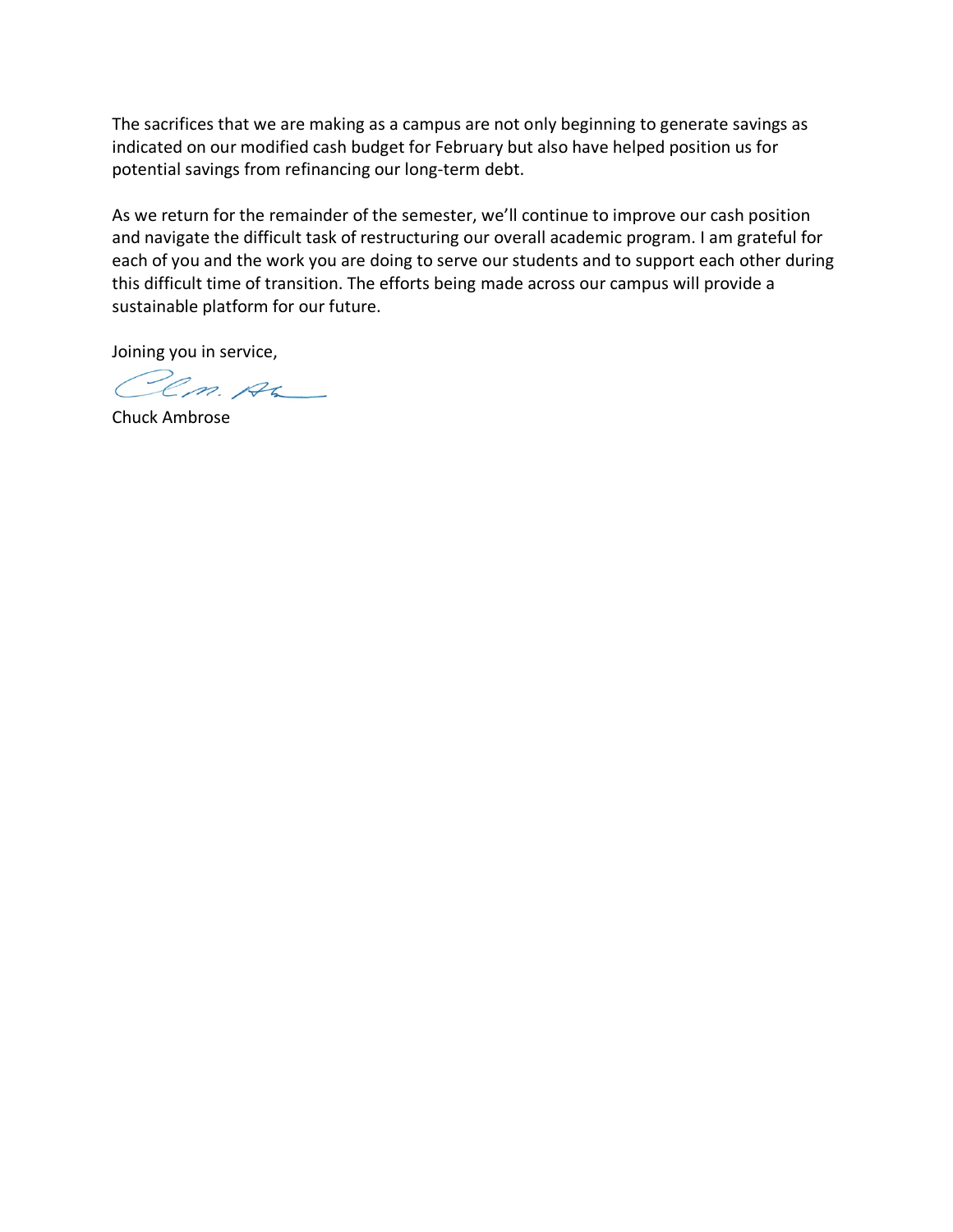The sacrifices that we are making as a campus are not only beginning to generate savings as indicated on our modified cash budget for February but also have helped position us for potential savings from refinancing our long-term debt.

As we return for the remainder of the semester, we'll continue to improve our cash position and navigate the difficult task of restructuring our overall academic program. I am grateful for each of you and the work you are doing to serve our students and to support each other during this difficult time of transition. The efforts being made across our campus will provide a sustainable platform for our future.

Joining you in service,

Chuck Ambrose